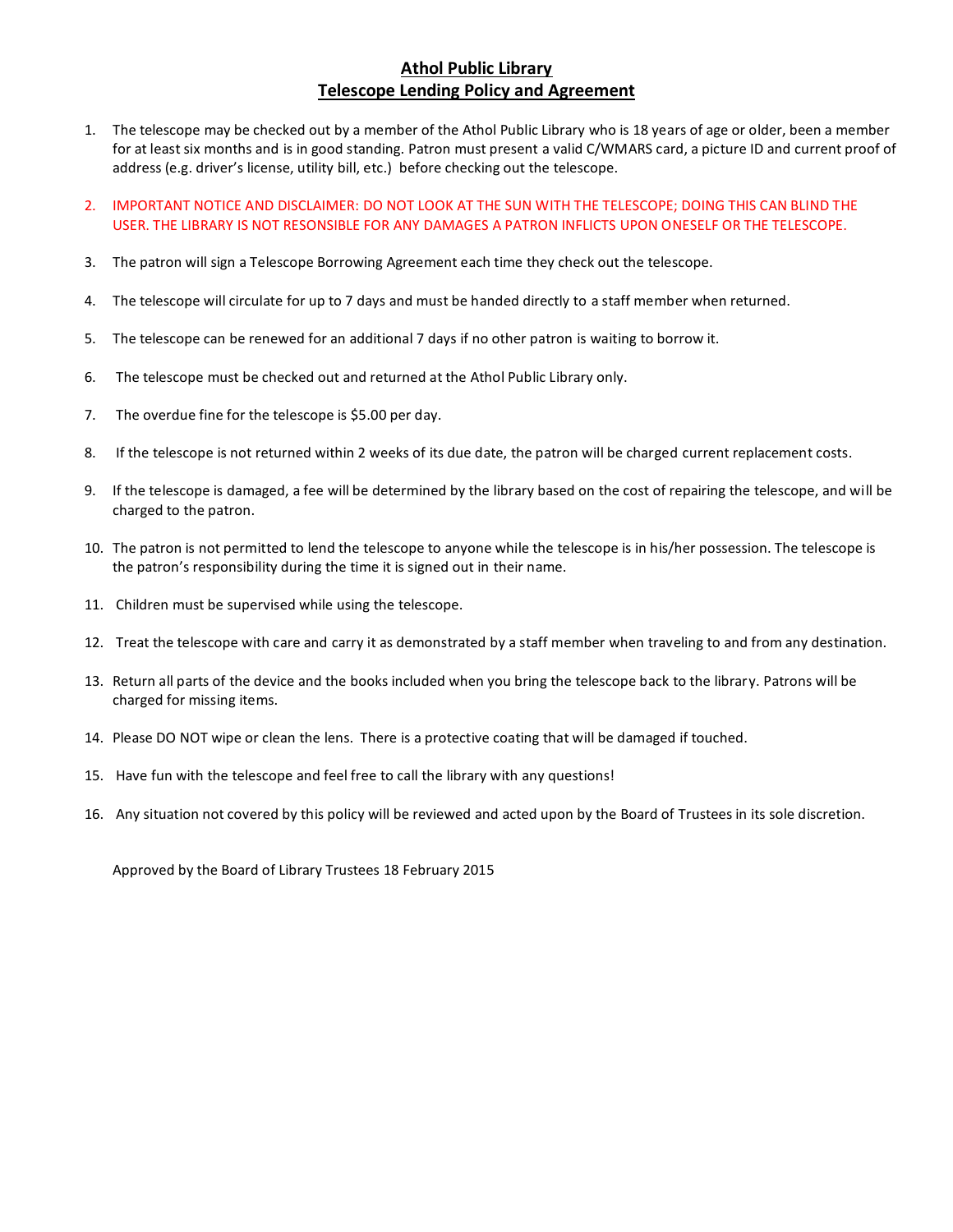# Athol Public Library
## Telescope Lending Policy and Agreement

1. The telescope may be checked out by a member of the Athol Public Library who is 18 years of age or older, been a member for at least six months and is in good standing. Patron must present a valid C/WMARS card, a picture ID and current proof of address (e.g. driver's license, utility bill, etc.) before checking out the telescope.

2. IMPORTANT NOTICE AND DISCLAIMER: DO NOT LOOK AT THE SUN WITH THE TELESCOPE; DOING THIS CAN BLIND THE USER. THE LIBRARY IS NOT RESONSIBLE FOR ANY DAMAGES A PATRON INFLICTS UPON ONESELF OR THE TELESCOPE.

3. The patron will sign a Telescope Borrowing Agreement each time they check out the telescope.

4. The telescope will circulate for up to 7 days and must be handed directly to a staff member when returned.

5. The telescope can be renewed for an additional 7 days if no other patron is waiting to borrow it.

6. The telescope must be checked out and returned at the Athol Public Library only.

7. The overdue fine for the telescope is $5.00 per day.

8. If the telescope is not returned within 2 weeks of its due date, the patron will be charged current replacement costs.

9. If the telescope is damaged, a fee will be determined by the library based on the cost of repairing the telescope, and will be charged to the patron.

10. The patron is not permitted to lend the telescope to anyone while the telescope is in his/her possession. The telescope is the patron's responsibility during the time it is signed out in their name.

11. Children must be supervised while using the telescope.

12. Treat the telescope with care and carry it as demonstrated by a staff member when traveling to and from any destination.

13. Return all parts of the device and the books included when you bring the telescope back to the library. Patrons will be charged for missing items.

14. Please DO NOT wipe or clean the lens. There is a protective coating that will be damaged if touched.

15. Have fun with the telescope and feel free to call the library with any questions!

16. Any situation not covered by this policy will be reviewed and acted upon by the Board of Trustees in its sole discretion.

Approved by the Board of Library Trustees 18 February 2015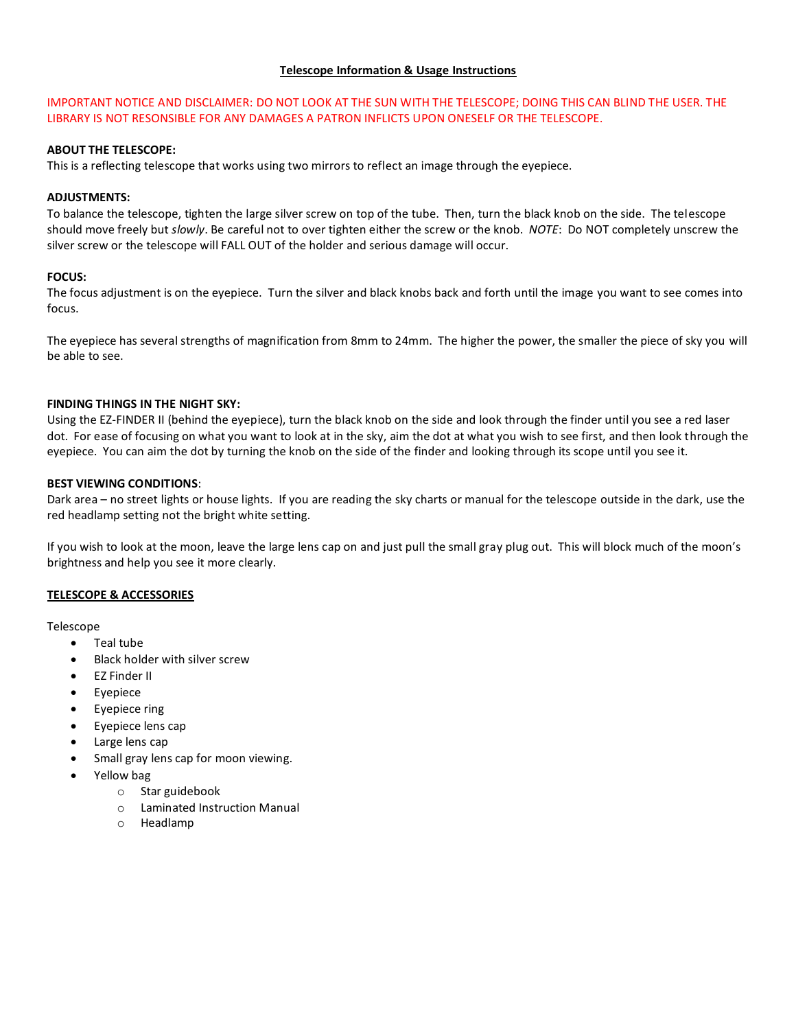# Telescope Information & Usage Instructions

IMPORTANT NOTICE AND DISCLAIMER: DO NOT LOOK AT THE SUN WITH THE TELESCOPE; DOING THIS CAN BLIND THE USER. THE LIBRARY IS NOT RESONSIBLE FOR ANY DAMAGES A PATRON INFLICTS UPON ONESELF OR THE TELESCOPE.

**ABOUT THE TELESCOPE:**
This is a reflecting telescope that works using two mirrors to reflect an image through the eyepiece.

**ADJUSTMENTS:**
To balance the telescope, tighten the large silver screw on top of the tube. Then, turn the black knob on the side. The telescope should move freely but *slowly*. Be careful not to over tighten either the screw or the knob. *NOTE*: Do NOT completely unscrew the silver screw or the telescope will FALL OUT of the holder and serious damage will occur.

**FOCUS:**
The focus adjustment is on the eyepiece. Turn the silver and black knobs back and forth until the image you want to see comes into focus.

The eyepiece has several strengths of magnification from 8mm to 24mm. The higher the power, the smaller the piece of sky you will be able to see.

**FINDING THINGS IN THE NIGHT SKY:**
Using the EZ-FINDER II (behind the eyepiece), turn the black knob on the side and look through the finder until you see a red laser dot. For ease of focusing on what you want to look at in the sky, aim the dot at what you wish to see first, and then look through the eyepiece. You can aim the dot by turning the knob on the side of the finder and looking through its scope until you see it.

**BEST VIEWING CONDITIONS**:
Dark area – no street lights or house lights. If you are reading the sky charts or manual for the telescope outside in the dark, use the red headlamp setting not the bright white setting.

If you wish to look at the moon, leave the large lens cap on and just pull the small gray plug out. This will block much of the moon's brightness and help you see it more clearly.

## TELESCOPE & ACCESSORIES

Telescope

- Teal tube
- Black holder with silver screw
- EZ Finder II
- Eyepiece
- Eyepiece ring
- Eyepiece lens cap
- Large lens cap
- Small gray lens cap for moon viewing.
- Yellow bag
  - Star guidebook
  - Laminated Instruction Manual
  - Headlamp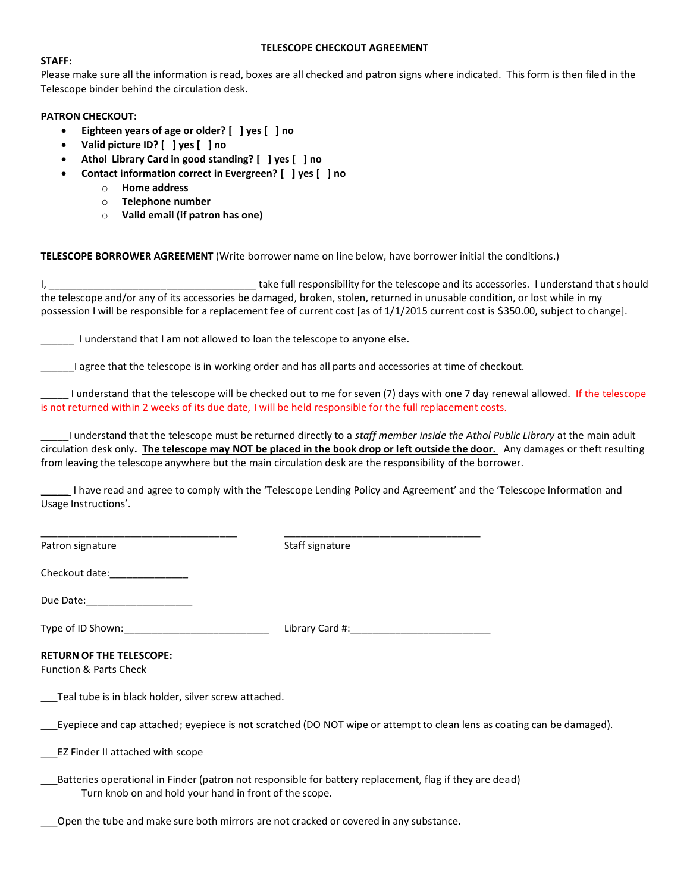# TELESCOPE CHECKOUT AGREEMENT

**STAFF:**
Please make sure all the information is read, boxes are all checked and patron signs where indicated. This form is then filed in the Telescope binder behind the circulation desk.

**PATRON CHECKOUT:**

- **Eighteen years of age or older? [ ] yes [ ] no**
- **Valid picture ID? [ ] yes [ ] no**
- **Athol Library Card in good standing? [ ] yes [ ] no**
- **Contact information correct in Evergreen? [ ] yes [ ] no**
  - **Home address**
  - **Telephone number**
  - **Valid email (if patron has one)**

**TELESCOPE BORROWER AGREEMENT** (Write borrower name on line below, have borrower initial the conditions.)

I, ____________________________________ take full responsibility for the telescope and its accessories. I understand that should the telescope and/or any of its accessories be damaged, broken, stolen, returned in unusable condition, or lost while in my possession I will be responsible for a replacement fee of current cost [as of 1/1/2015 current cost is $350.00, subject to change].

______ I understand that I am not allowed to loan the telescope to anyone else.

______I agree that the telescope is in working order and has all parts and accessories at time of checkout.

_____ I understand that the telescope will be checked out to me for seven (7) days with one 7 day renewal allowed. If the telescope is not returned within 2 weeks of its due date, I will be held responsible for the full replacement costs.

_____I understand that the telescope must be returned directly to a *staff member inside the Athol Public Library* at the main adult circulation desk only**.** **The telescope may NOT be placed in the book drop or left outside the door.** Any damages or theft resulting from leaving the telescope anywhere but the main circulation desk are the responsibility of the borrower.

______ I have read and agree to comply with the 'Telescope Lending Policy and Agreement' and the 'Telescope Information and Usage Instructions'.

____________________________________ ____________________________________
Patron signature Staff signature

Checkout date:______________

Due Date:___________________

Type of ID Shown:__________________________ Library Card #:_________________________

**RETURN OF THE TELESCOPE:**
Function & Parts Check

___Teal tube is in black holder, silver screw attached.

___Eyepiece and cap attached; eyepiece is not scratched (DO NOT wipe or attempt to clean lens as coating can be damaged).

___EZ Finder II attached with scope

___Batteries operational in Finder (patron not responsible for battery replacement, flag if they are dead)
Turn knob on and hold your hand in front of the scope.

___Open the tube and make sure both mirrors are not cracked or covered in any substance.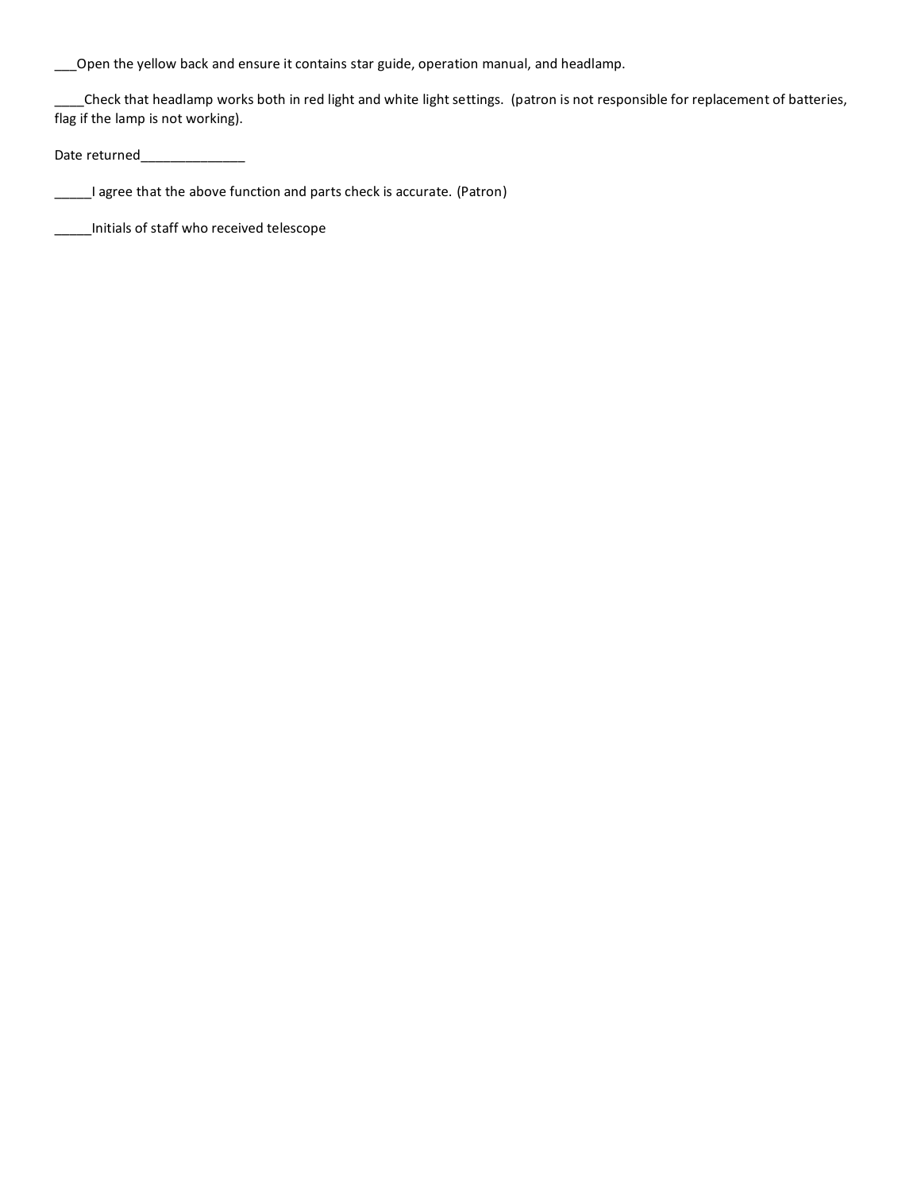___Open the yellow back and ensure it contains star guide, operation manual, and headlamp.

____Check that headlamp works both in red light and white light settings.  (patron is not responsible for replacement of batteries, flag if the lamp is not working).

Date returned______________

_____I agree that the above function and parts check is accurate. (Patron)

_____Initials of staff who received telescope